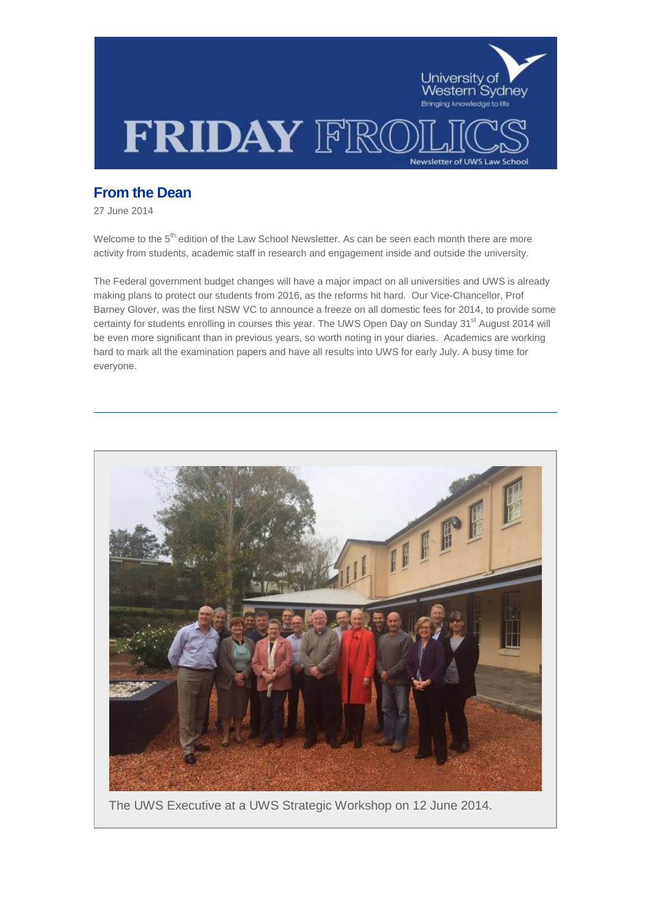# FRIDAY FROLICS

Newsletter of UWS Law School

## From the Dean

27 June 2014

Welcome to the 5th edition of the Law School Newsletter. As can be seen each month there are more activity from students, academic staff in research and engagement inside and outside the university.

The Federal government budget changes will have a major impact on all universities and UWS is already making plans to protect our students from 2016, as the reforms hit hard. Our Vice-Chancellor, Prof Barney Glover, was the first NSW VC to announce a freeze on all domestic fees for 2014, to provide some certainty for students enrolling in courses this year. The UWS Open Day on Sunday 31st August 2014 will be even more significant than in previous years, so worth noting in your diaries. Academics are working hard to mark all the examination papers and have all results into UWS for early July. A busy time for everyone.

---

The UWS Executive at a UWS Strategic Workshop on 12 June 2014.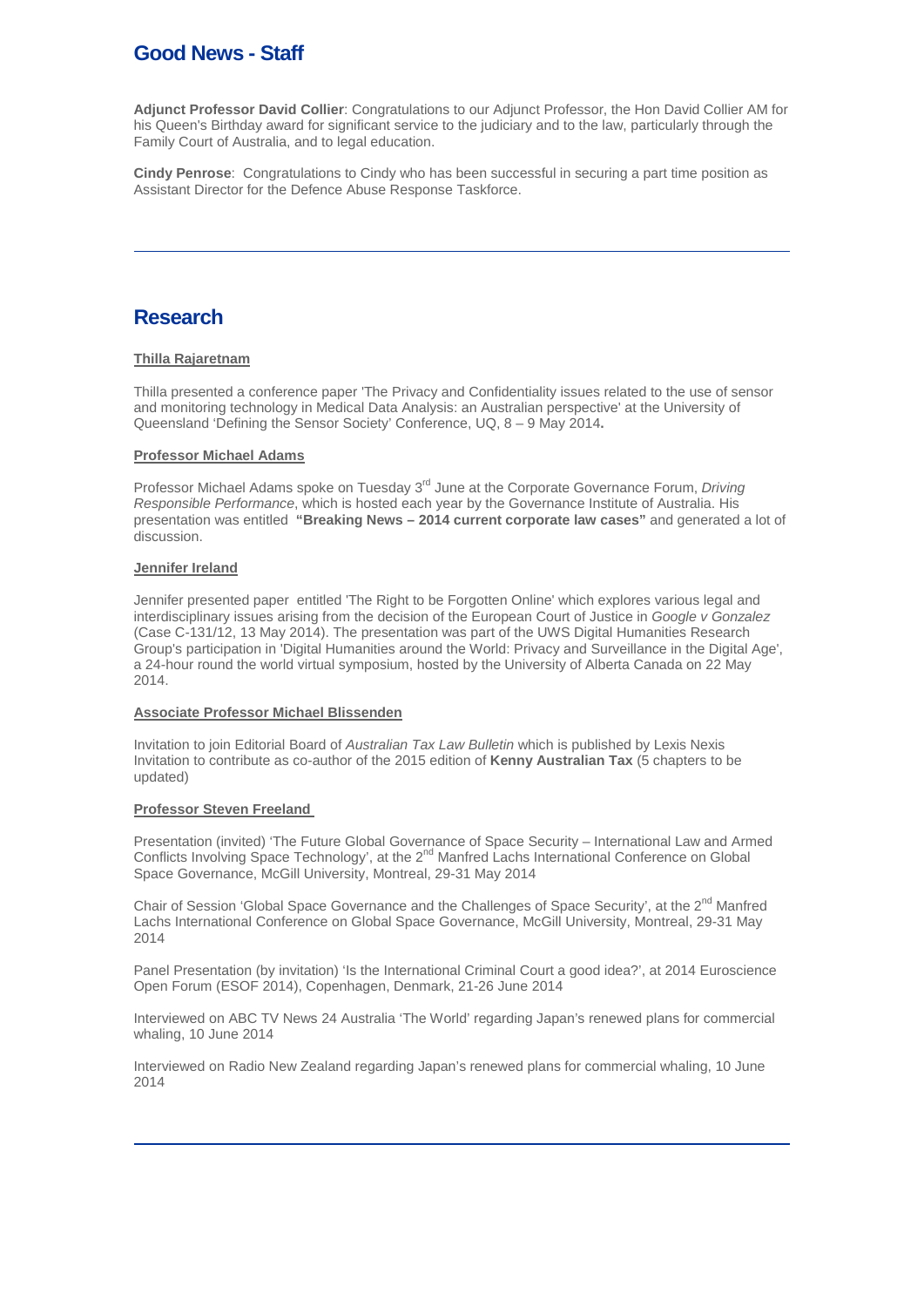## Good News - Staff

**Adjunct Professor David Collier**: Congratulations to our Adjunct Professor, the Hon David Collier AM for his Queen's Birthday award for significant service to the judiciary and to the law, particularly through the Family Court of Australia, and to legal education.

**Cindy Penrose**: Congratulations to Cindy who has been successful in securing a part time position as Assistant Director for the Defence Abuse Response Taskforce.

---

## Research

**Thilla Rajaretnam**

Thilla presented a conference paper 'The Privacy and Confidentiality issues related to the use of sensor and monitoring technology in Medical Data Analysis: an Australian perspective' at the University of Queensland 'Defining the Sensor Society' Conference, UQ, 8 – 9 May 2014**.**

**Professor Michael Adams**

Professor Michael Adams spoke on Tuesday 3rd June at the Corporate Governance Forum, *Driving Responsible Performance*, which is hosted each year by the Governance Institute of Australia. His presentation was entitled **"Breaking News – 2014 current corporate law cases"** and generated a lot of discussion.

**Jennifer Ireland**

Jennifer presented paper entitled 'The Right to be Forgotten Online' which explores various legal and interdisciplinary issues arising from the decision of the European Court of Justice in *Google v Gonzalez* (Case C-131/12, 13 May 2014). The presentation was part of the UWS Digital Humanities Research Group's participation in 'Digital Humanities around the World: Privacy and Surveillance in the Digital Age', a 24-hour round the world virtual symposium, hosted by the University of Alberta Canada on 22 May 2014.

**Associate Professor Michael Blissenden**

Invitation to join Editorial Board of *Australian Tax Law Bulletin* which is published by Lexis Nexis
Invitation to contribute as co-author of the 2015 edition of **Kenny Australian Tax** (5 chapters to be updated)

**Professor Steven Freeland**

Presentation (invited) 'The Future Global Governance of Space Security – International Law and Armed Conflicts Involving Space Technology', at the 2nd Manfred Lachs International Conference on Global Space Governance, McGill University, Montreal, 29-31 May 2014

Chair of Session 'Global Space Governance and the Challenges of Space Security', at the 2nd Manfred Lachs International Conference on Global Space Governance, McGill University, Montreal, 29-31 May 2014

Panel Presentation (by invitation) 'Is the International Criminal Court a good idea?', at 2014 Euroscience Open Forum (ESOF 2014), Copenhagen, Denmark, 21-26 June 2014

Interviewed on ABC TV News 24 Australia 'The World' regarding Japan's renewed plans for commercial whaling, 10 June 2014

Interviewed on Radio New Zealand regarding Japan's renewed plans for commercial whaling, 10 June 2014

---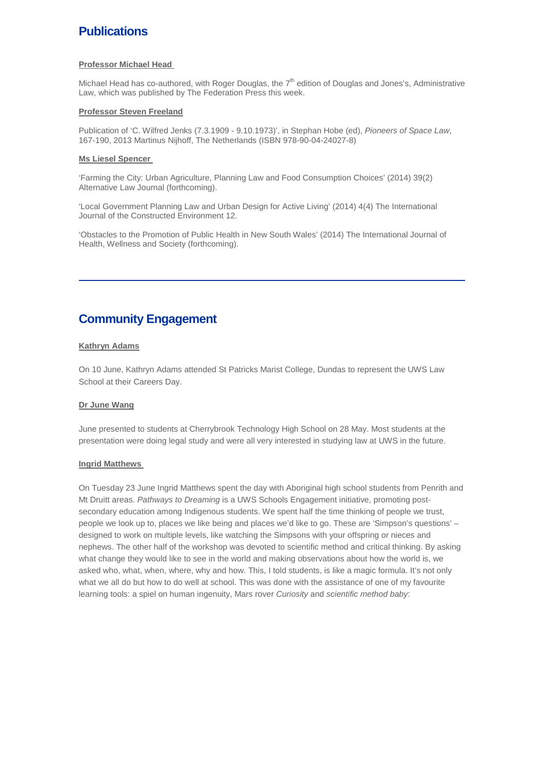## Publications

**Professor Michael Head**

Michael Head has co-authored, with Roger Douglas, the 7th edition of Douglas and Jones's, Administrative Law, which was published by The Federation Press this week.

**Professor Steven Freeland**

Publication of 'C. Wilfred Jenks (7.3.1909 - 9.10.1973)', in Stephan Hobe (ed), *Pioneers of Space Law*, 167-190, 2013 Martinus Nijhoff, The Netherlands (ISBN 978-90-04-24027-8)

**Ms Liesel Spencer**

'Farming the City: Urban Agriculture, Planning Law and Food Consumption Choices' (2014) 39(2) Alternative Law Journal (forthcoming).

'Local Government Planning Law and Urban Design for Active Living' (2014) 4(4) The International Journal of the Constructed Environment 12.

'Obstacles to the Promotion of Public Health in New South Wales' (2014) The International Journal of Health, Wellness and Society (forthcoming).

---

## Community Engagement

**Kathryn Adams**

On 10 June, Kathryn Adams attended St Patricks Marist College, Dundas to represent the UWS Law School at their Careers Day.

**Dr June Wang**

June presented to students at Cherrybrook Technology High School on 28 May. Most students at the presentation were doing legal study and were all very interested in studying law at UWS in the future.

**Ingrid Matthews**

On Tuesday 23 June Ingrid Matthews spent the day with Aboriginal high school students from Penrith and Mt Druitt areas. *Pathways to Dreaming* is a UWS Schools Engagement initiative, promoting post-secondary education among Indigenous students. We spent half the time thinking of people we trust, people we look up to, places we like being and places we'd like to go. These are 'Simpson's questions' – designed to work on multiple levels, like watching the Simpsons with your offspring or nieces and nephews. The other half of the workshop was devoted to scientific method and critical thinking. By asking what change they would like to see in the world and making observations about how the world is, we asked who, what, when, where, why and how. This, I told students, is like a magic formula. It's not only what we all do but how to do well at school. This was done with the assistance of one of my favourite learning tools: a spiel on human ingenuity, Mars rover *Curiosity* and *scientific method baby*: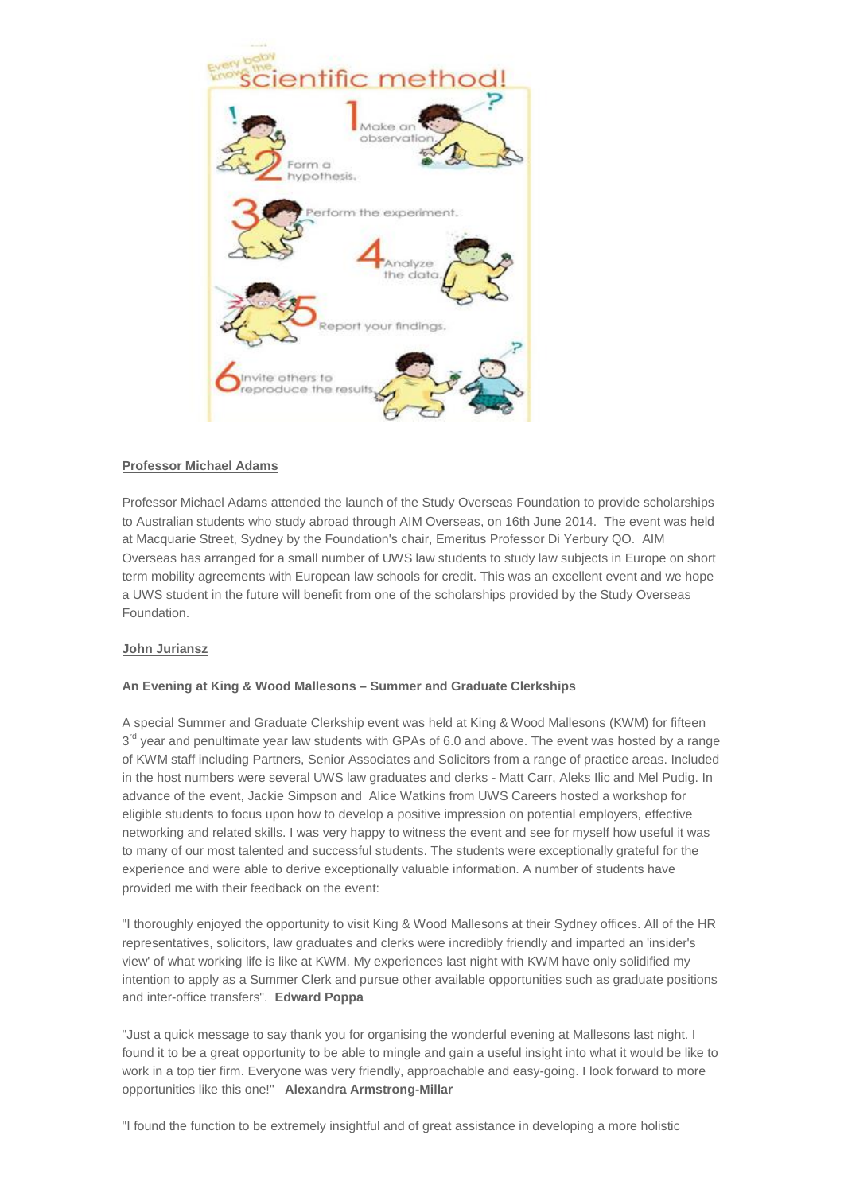**Professor Michael Adams**

Professor Michael Adams attended the launch of the Study Overseas Foundation to provide scholarships to Australian students who study abroad through AIM Overseas, on 16th June 2014. The event was held at Macquarie Street, Sydney by the Foundation's chair, Emeritus Professor Di Yerbury QO. AIM Overseas has arranged for a small number of UWS law students to study law subjects in Europe on short term mobility agreements with European law schools for credit. This was an excellent event and we hope a UWS student in the future will benefit from one of the scholarships provided by the Study Overseas Foundation.

**John Juriansz**

**An Evening at King & Wood Mallesons – Summer and Graduate Clerkships**

A special Summer and Graduate Clerkship event was held at King & Wood Mallesons (KWM) for fifteen 3rd year and penultimate year law students with GPAs of 6.0 and above. The event was hosted by a range of KWM staff including Partners, Senior Associates and Solicitors from a range of practice areas. Included in the host numbers were several UWS law graduates and clerks - Matt Carr, Aleks Ilic and Mel Pudig. In advance of the event, Jackie Simpson and Alice Watkins from UWS Careers hosted a workshop for eligible students to focus upon how to develop a positive impression on potential employers, effective networking and related skills. I was very happy to witness the event and see for myself how useful it was to many of our most talented and successful students. The students were exceptionally grateful for the experience and were able to derive exceptionally valuable information. A number of students have provided me with their feedback on the event:

"I thoroughly enjoyed the opportunity to visit King & Wood Mallesons at their Sydney offices. All of the HR representatives, solicitors, law graduates and clerks were incredibly friendly and imparted an 'insider's view' of what working life is like at KWM. My experiences last night with KWM have only solidified my intention to apply as a Summer Clerk and pursue other available opportunities such as graduate positions and inter-office transfers". **Edward Poppa**

"Just a quick message to say thank you for organising the wonderful evening at Mallesons last night. I found it to be a great opportunity to be able to mingle and gain a useful insight into what it would be like to work in a top tier firm. Everyone was very friendly, approachable and easy-going. I look forward to more opportunities like this one!" **Alexandra Armstrong-Millar**

"I found the function to be extremely insightful and of great assistance in developing a more holistic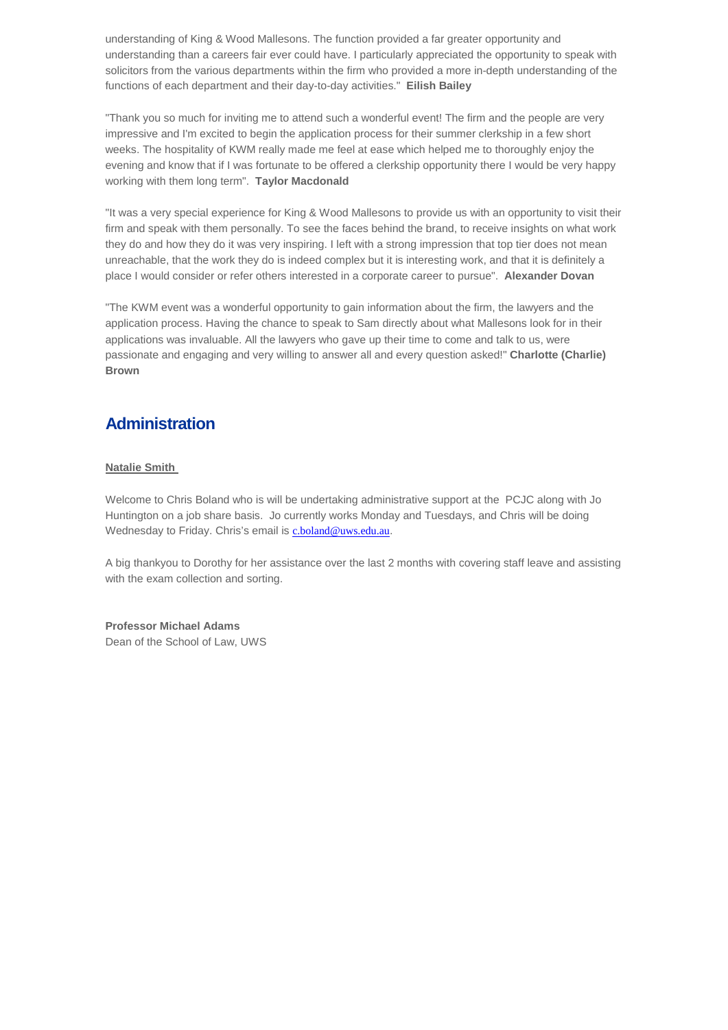understanding of King & Wood Mallesons. The function provided a far greater opportunity and understanding than a careers fair ever could have. I particularly appreciated the opportunity to speak with solicitors from the various departments within the firm who provided a more in-depth understanding of the functions of each department and their day-to-day activities." **Eilish Bailey**

"Thank you so much for inviting me to attend such a wonderful event! The firm and the people are very impressive and I'm excited to begin the application process for their summer clerkship in a few short weeks. The hospitality of KWM really made me feel at ease which helped me to thoroughly enjoy the evening and know that if I was fortunate to be offered a clerkship opportunity there I would be very happy working with them long term". **Taylor Macdonald**

"It was a very special experience for King & Wood Mallesons to provide us with an opportunity to visit their firm and speak with them personally. To see the faces behind the brand, to receive insights on what work they do and how they do it was very inspiring. I left with a strong impression that top tier does not mean unreachable, that the work they do is indeed complex but it is interesting work, and that it is definitely a place I would consider or refer others interested in a corporate career to pursue". **Alexander Dovan**

"The KWM event was a wonderful opportunity to gain information about the firm, the lawyers and the application process. Having the chance to speak to Sam directly about what Mallesons look for in their applications was invaluable. All the lawyers who gave up their time to come and talk to us, were passionate and engaging and very willing to answer all and every question asked!" **Charlotte (Charlie) Brown**

## Administration

**Natalie Smith**

Welcome to Chris Boland who is will be undertaking administrative support at the PCJC along with Jo Huntington on a job share basis. Jo currently works Monday and Tuesdays, and Chris will be doing Wednesday to Friday. Chris's email is c.boland@uws.edu.au.

A big thankyou to Dorothy for her assistance over the last 2 months with covering staff leave and assisting with the exam collection and sorting.

**Professor Michael Adams**
Dean of the School of Law, UWS